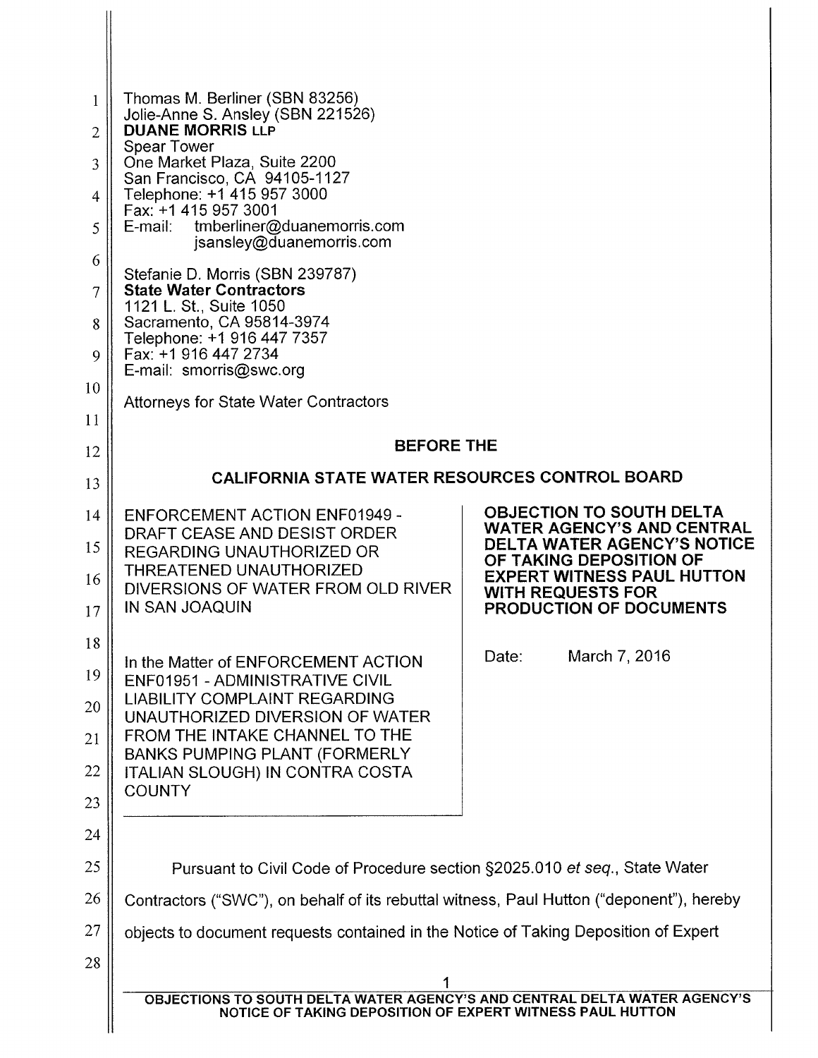Thomas M. Berliner (SBN 83256)
Jolie-Anne S. Ansley (SBN 221526)
**DUANE MORRIS LLP**
Spear Tower
One Market Plaza, Suite 2200
San Francisco, CA 94105-1127
Telephone: +1 415 957 3000
Fax: +1 415 957 3001
E-mail: tmberliner@duanemorris.com
jsansley@duanemorris.com

Stefanie D. Morris (SBN 239787)
**State Water Contractors**
1121 L. St., Suite 1050
Sacramento, CA 95814-3974
Telephone: +1 916 447 7357
Fax: +1 916 447 2734
E-mail: smorris@swc.org

Attorneys for State Water Contractors

**BEFORE THE**

**CALIFORNIA STATE WATER RESOURCES CONTROL BOARD**

| | |
|---|---|
| ENFORCEMENT ACTION ENF01949 - DRAFT CEASE AND DESIST ORDER REGARDING UNAUTHORIZED OR THREATENED UNAUTHORIZED DIVERSIONS OF WATER FROM OLD RIVER IN SAN JOAQUIN<br><br>In the Matter of ENFORCEMENT ACTION ENF01951 - ADMINISTRATIVE CIVIL LIABILITY COMPLAINT REGARDING UNAUTHORIZED DIVERSION OF WATER FROM THE INTAKE CHANNEL TO THE BANKS PUMPING PLANT (FORMERLY ITALIAN SLOUGH) IN CONTRA COSTA COUNTY | **OBJECTION TO SOUTH DELTA WATER AGENCY'S AND CENTRAL DELTA WATER AGENCY'S NOTICE OF TAKING DEPOSITION OF EXPERT WITNESS PAUL HUTTON WITH REQUESTS FOR PRODUCTION OF DOCUMENTS**<br><br>Date: March 7, 2016 |

Pursuant to Civil Code of Procedure section §2025.010 *et seq.*, State Water Contractors ("SWC"), on behalf of its rebuttal witness, Paul Hutton ("deponent"), hereby objects to document requests contained in the Notice of Taking Deposition of Expert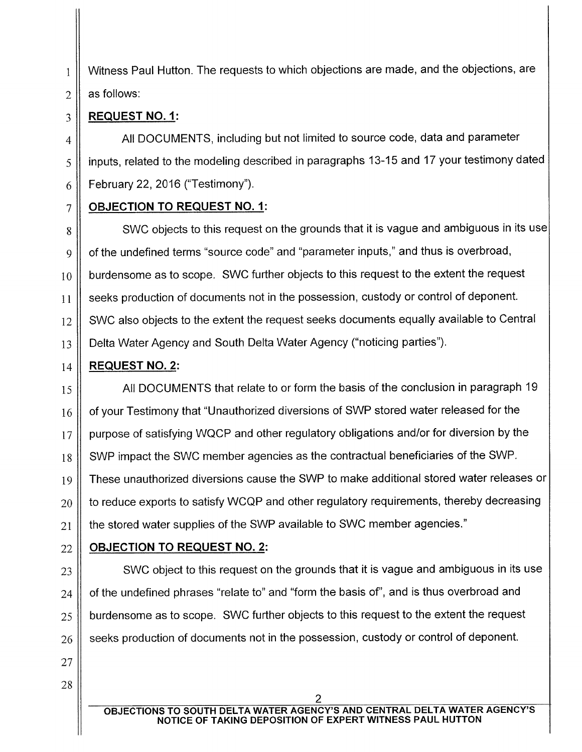Witness Paul Hutton. The requests to which objections are made, and the objections, are as follows:

**REQUEST NO. 1:**

All DOCUMENTS, including but not limited to source code, data and parameter inputs, related to the modeling described in paragraphs 13-15 and 17 your testimony dated February 22, 2016 ("Testimony").

**OBJECTION TO REQUEST NO. 1:**

SWC objects to this request on the grounds that it is vague and ambiguous in its use of the undefined terms "source code" and "parameter inputs," and thus is overbroad, burdensome as to scope. SWC further objects to this request to the extent the request seeks production of documents not in the possession, custody or control of deponent. SWC also objects to the extent the request seeks documents equally available to Central Delta Water Agency and South Delta Water Agency ("noticing parties").

**REQUEST NO. 2:**

All DOCUMENTS that relate to or form the basis of the conclusion in paragraph 19 of your Testimony that "Unauthorized diversions of SWP stored water released for the purpose of satisfying WQCP and other regulatory obligations and/or for diversion by the SWP impact the SWC member agencies as the contractual beneficiaries of the SWP. These unauthorized diversions cause the SWP to make additional stored water releases or to reduce exports to satisfy WCQP and other regulatory requirements, thereby decreasing the stored water supplies of the SWP available to SWC member agencies."

**OBJECTION TO REQUEST NO. 2:**

SWC object to this request on the grounds that it is vague and ambiguous in its use of the undefined phrases "relate to" and "form the basis of", and is thus overbroad and burdensome as to scope. SWC further objects to this request to the extent the request seeks production of documents not in the possession, custody or control of deponent.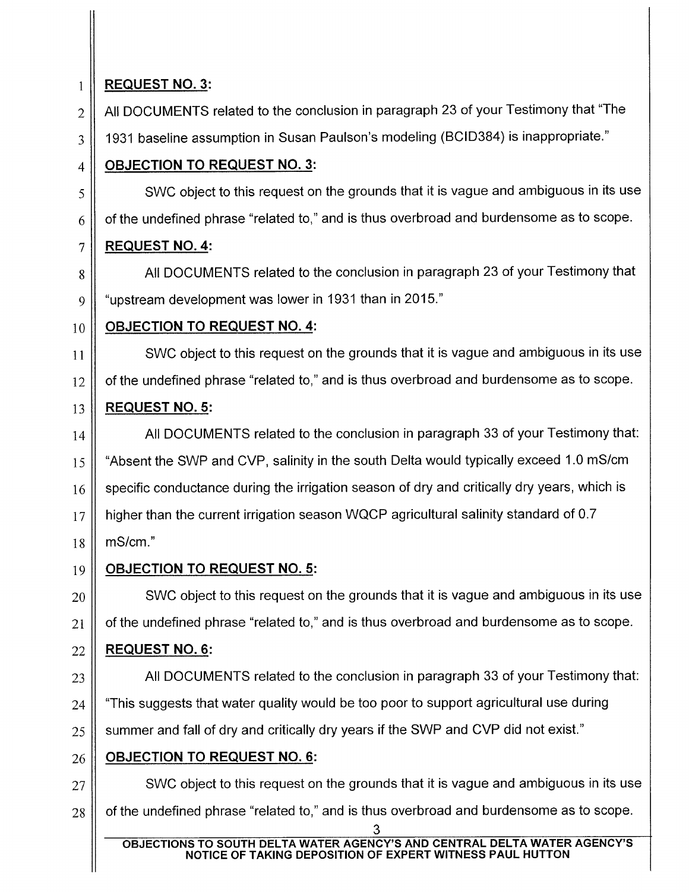**REQUEST NO. 3:**

All DOCUMENTS related to the conclusion in paragraph 23 of your Testimony that "The 1931 baseline assumption in Susan Paulson's modeling (BCID384) is inappropriate."

**OBJECTION TO REQUEST NO. 3:**

SWC object to this request on the grounds that it is vague and ambiguous in its use of the undefined phrase "related to," and is thus overbroad and burdensome as to scope.

**REQUEST NO. 4:**

All DOCUMENTS related to the conclusion in paragraph 23 of your Testimony that "upstream development was lower in 1931 than in 2015."

**OBJECTION TO REQUEST NO. 4:**

SWC object to this request on the grounds that it is vague and ambiguous in its use of the undefined phrase "related to," and is thus overbroad and burdensome as to scope.

**REQUEST NO. 5:**

All DOCUMENTS related to the conclusion in paragraph 33 of your Testimony that: "Absent the SWP and CVP, salinity in the south Delta would typically exceed 1.0 mS/cm specific conductance during the irrigation season of dry and critically dry years, which is higher than the current irrigation season WQCP agricultural salinity standard of 0.7 mS/cm."

**OBJECTION TO REQUEST NO. 5:**

SWC object to this request on the grounds that it is vague and ambiguous in its use of the undefined phrase "related to," and is thus overbroad and burdensome as to scope.

**REQUEST NO. 6:**

All DOCUMENTS related to the conclusion in paragraph 33 of your Testimony that: "This suggests that water quality would be too poor to support agricultural use during summer and fall of dry and critically dry years if the SWP and CVP did not exist."

**OBJECTION TO REQUEST NO. 6:**

SWC object to this request on the grounds that it is vague and ambiguous in its use of the undefined phrase "related to," and is thus overbroad and burdensome as to scope.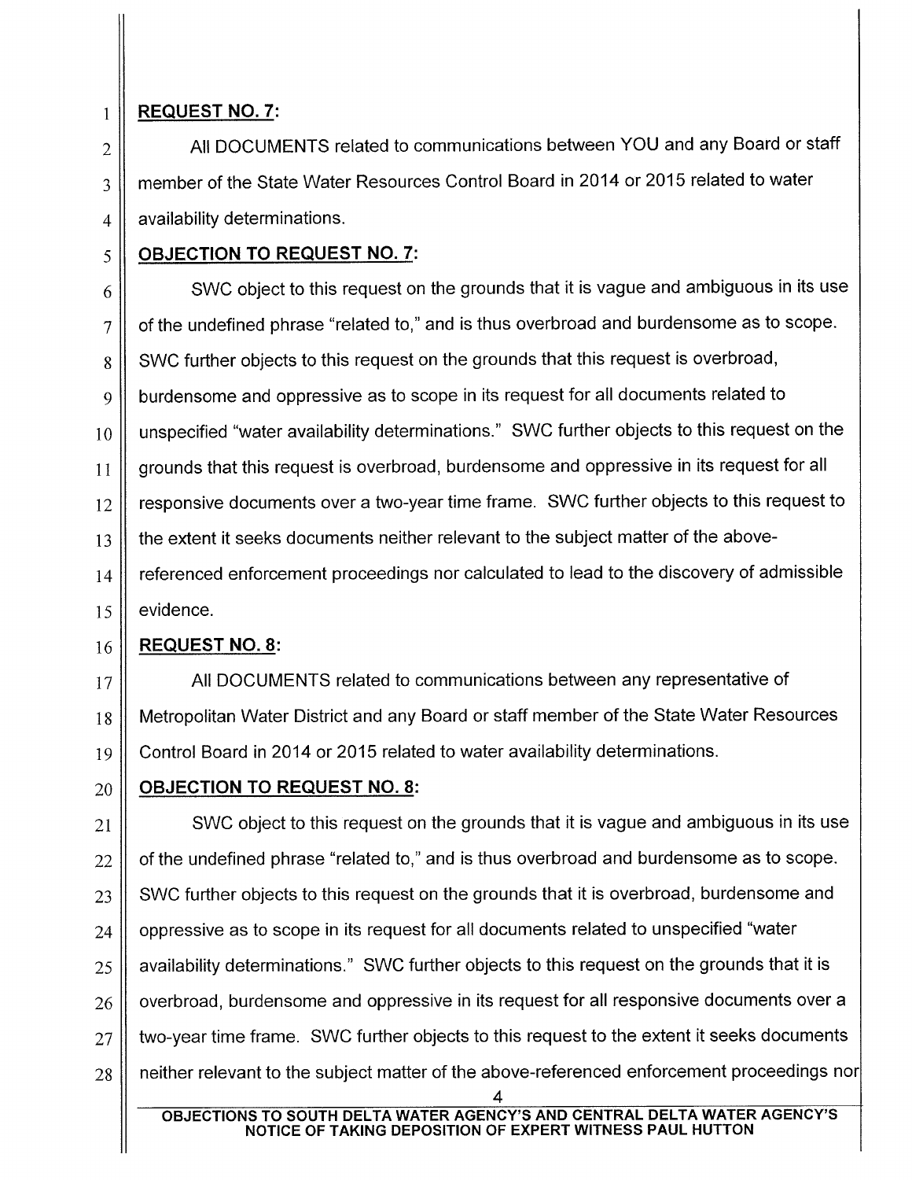**REQUEST NO. 7:**

All DOCUMENTS related to communications between YOU and any Board or staff member of the State Water Resources Control Board in 2014 or 2015 related to water availability determinations.

**OBJECTION TO REQUEST NO. 7:**

SWC object to this request on the grounds that it is vague and ambiguous in its use of the undefined phrase "related to," and is thus overbroad and burdensome as to scope. SWC further objects to this request on the grounds that this request is overbroad, burdensome and oppressive as to scope in its request for all documents related to unspecified "water availability determinations." SWC further objects to this request on the grounds that this request is overbroad, burdensome and oppressive in its request for all responsive documents over a two-year time frame. SWC further objects to this request to the extent it seeks documents neither relevant to the subject matter of the above-referenced enforcement proceedings nor calculated to lead to the discovery of admissible evidence.

**REQUEST NO. 8:**

All DOCUMENTS related to communications between any representative of Metropolitan Water District and any Board or staff member of the State Water Resources Control Board in 2014 or 2015 related to water availability determinations.

**OBJECTION TO REQUEST NO. 8:**

SWC object to this request on the grounds that it is vague and ambiguous in its use of the undefined phrase "related to," and is thus overbroad and burdensome as to scope. SWC further objects to this request on the grounds that it is overbroad, burdensome and oppressive as to scope in its request for all documents related to unspecified "water availability determinations." SWC further objects to this request on the grounds that it is overbroad, burdensome and oppressive in its request for all responsive documents over a two-year time frame. SWC further objects to this request to the extent it seeks documents neither relevant to the subject matter of the above-referenced enforcement proceedings nor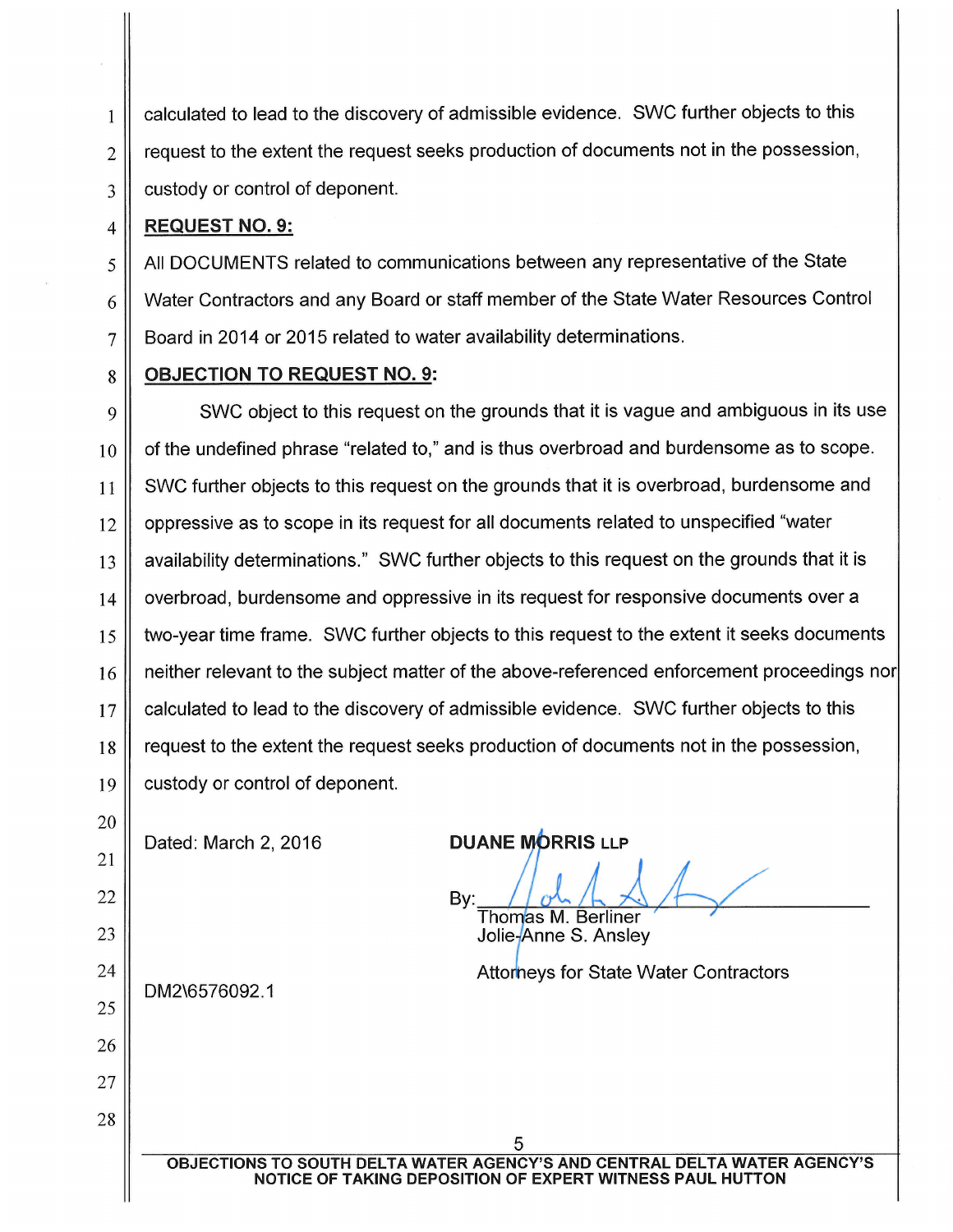calculated to lead to the discovery of admissible evidence. SWC further objects to this request to the extent the request seeks production of documents not in the possession, custody or control of deponent.

**REQUEST NO. 9:**

All DOCUMENTS related to communications between any representative of the State Water Contractors and any Board or staff member of the State Water Resources Control Board in 2014 or 2015 related to water availability determinations.

**OBJECTION TO REQUEST NO. 9:**

SWC object to this request on the grounds that it is vague and ambiguous in its use of the undefined phrase "related to," and is thus overbroad and burdensome as to scope. SWC further objects to this request on the grounds that it is overbroad, burdensome and oppressive as to scope in its request for all documents related to unspecified "water availability determinations." SWC further objects to this request on the grounds that it is overbroad, burdensome and oppressive in its request for responsive documents over a two-year time frame. SWC further objects to this request to the extent it seeks documents neither relevant to the subject matter of the above-referenced enforcement proceedings nor calculated to lead to the discovery of admissible evidence. SWC further objects to this request to the extent the request seeks production of documents not in the possession, custody or control of deponent.

Dated: March 2, 2016

**DUANE MORRIS LLP**

By: ______________________
Thomas M. Berliner
Jolie-Anne S. Ansley

Attorneys for State Water Contractors

DM2\6576092.1

OBJECTIONS TO SOUTH DELTA WATER AGENCY'S AND CENTRAL DELTA WATER AGENCY'S NOTICE OF TAKING DEPOSITION OF EXPERT WITNESS PAUL HUTTON